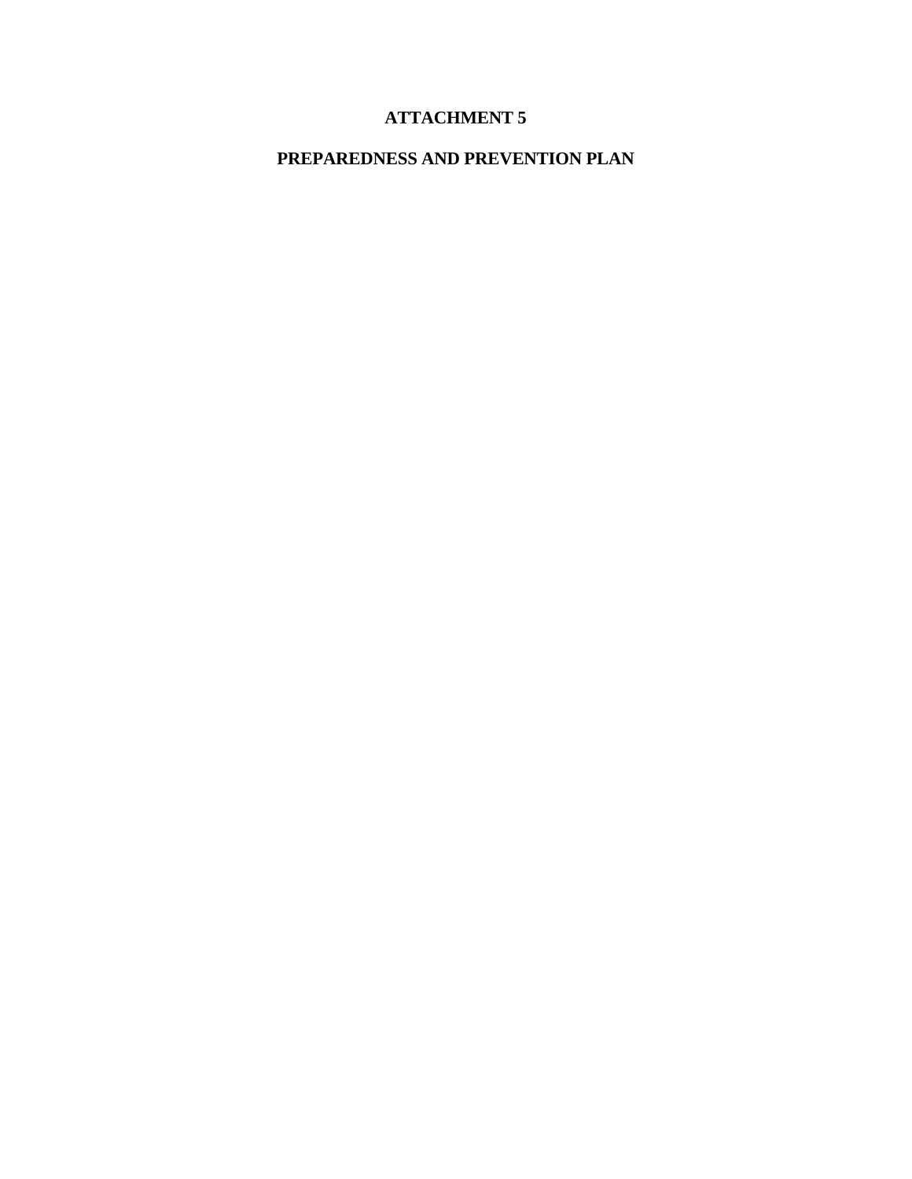# ATTACHMENT 5

# PREPAREDNESS AND PREVENTION PLAN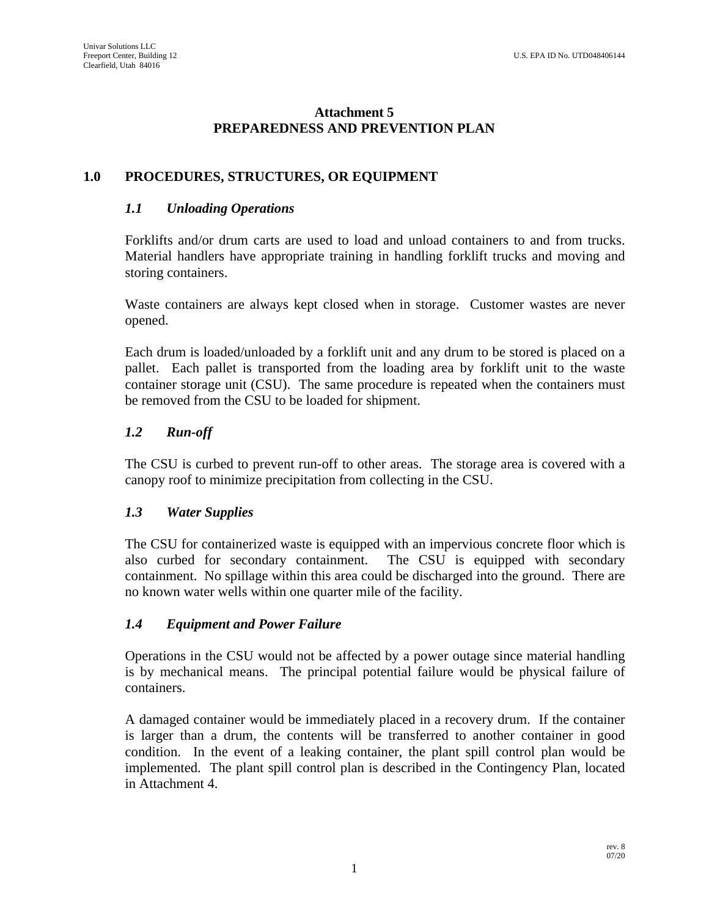# Attachment 5
# PREPAREDNESS AND PREVENTION PLAN

## 1.0 PROCEDURES, STRUCTURES, OR EQUIPMENT

### *1.1 Unloading Operations*

Forklifts and/or drum carts are used to load and unload containers to and from trucks. Material handlers have appropriate training in handling forklift trucks and moving and storing containers.

Waste containers are always kept closed when in storage. Customer wastes are never opened.

Each drum is loaded/unloaded by a forklift unit and any drum to be stored is placed on a pallet. Each pallet is transported from the loading area by forklift unit to the waste container storage unit (CSU). The same procedure is repeated when the containers must be removed from the CSU to be loaded for shipment.

### *1.2 Run-off*

The CSU is curbed to prevent run-off to other areas. The storage area is covered with a canopy roof to minimize precipitation from collecting in the CSU.

### *1.3 Water Supplies*

The CSU for containerized waste is equipped with an impervious concrete floor which is also curbed for secondary containment. The CSU is equipped with secondary containment. No spillage within this area could be discharged into the ground. There are no known water wells within one quarter mile of the facility.

### *1.4 Equipment and Power Failure*

Operations in the CSU would not be affected by a power outage since material handling is by mechanical means. The principal potential failure would be physical failure of containers.

A damaged container would be immediately placed in a recovery drum. If the container is larger than a drum, the contents will be transferred to another container in good condition. In the event of a leaking container, the plant spill control plan would be implemented. The plant spill control plan is described in the Contingency Plan, located in Attachment 4.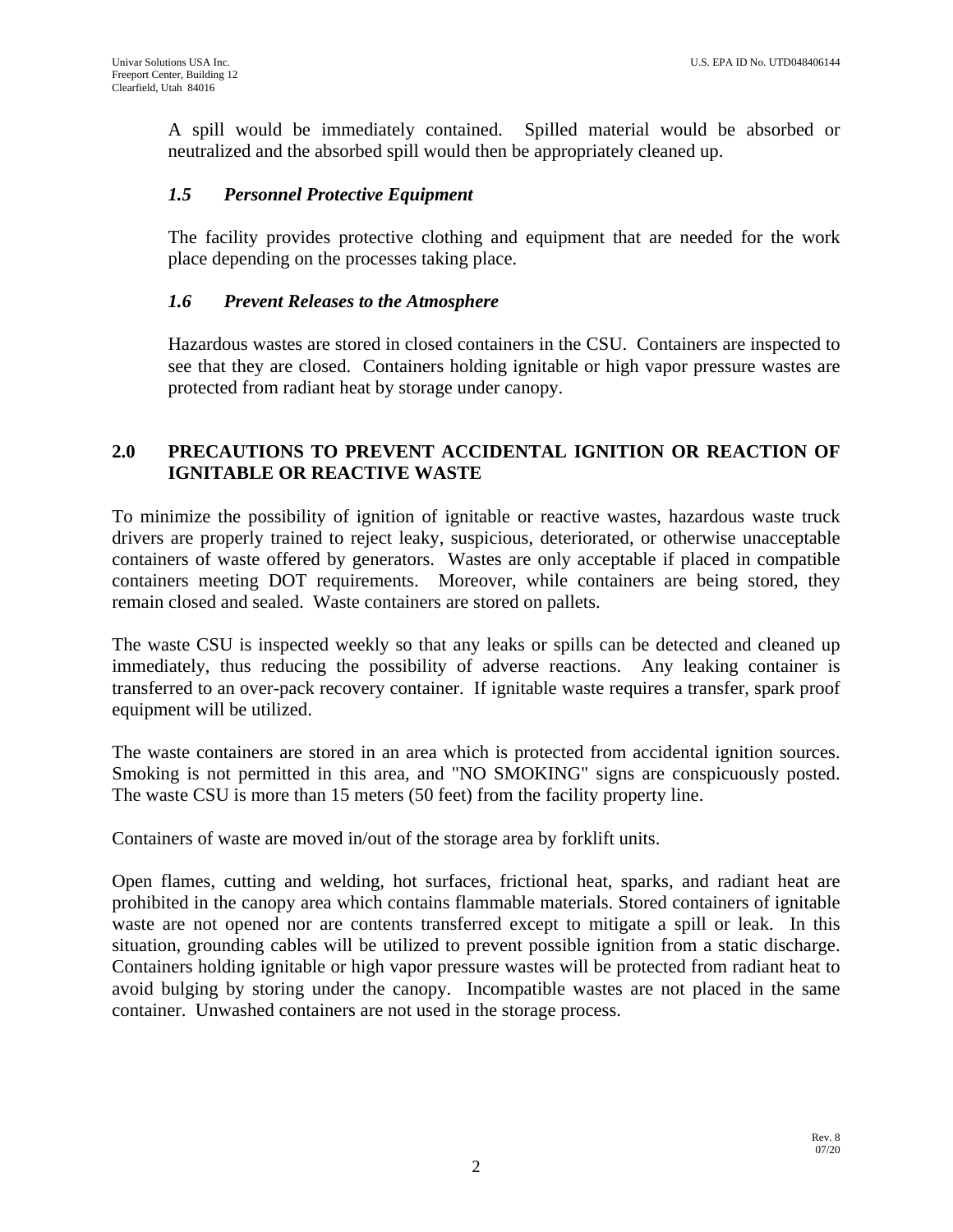A spill would be immediately contained. Spilled material would be absorbed or neutralized and the absorbed spill would then be appropriately cleaned up.

### *1.5 Personnel Protective Equipment*

The facility provides protective clothing and equipment that are needed for the work place depending on the processes taking place.

### *1.6 Prevent Releases to the Atmosphere*

Hazardous wastes are stored in closed containers in the CSU. Containers are inspected to see that they are closed. Containers holding ignitable or high vapor pressure wastes are protected from radiant heat by storage under canopy.

## 2.0 PRECAUTIONS TO PREVENT ACCIDENTAL IGNITION OR REACTION OF IGNITABLE OR REACTIVE WASTE

To minimize the possibility of ignition of ignitable or reactive wastes, hazardous waste truck drivers are properly trained to reject leaky, suspicious, deteriorated, or otherwise unacceptable containers of waste offered by generators. Wastes are only acceptable if placed in compatible containers meeting DOT requirements. Moreover, while containers are being stored, they remain closed and sealed. Waste containers are stored on pallets.

The waste CSU is inspected weekly so that any leaks or spills can be detected and cleaned up immediately, thus reducing the possibility of adverse reactions. Any leaking container is transferred to an over-pack recovery container. If ignitable waste requires a transfer, spark proof equipment will be utilized.

The waste containers are stored in an area which is protected from accidental ignition sources. Smoking is not permitted in this area, and "NO SMOKING" signs are conspicuously posted. The waste CSU is more than 15 meters (50 feet) from the facility property line.

Containers of waste are moved in/out of the storage area by forklift units.

Open flames, cutting and welding, hot surfaces, frictional heat, sparks, and radiant heat are prohibited in the canopy area which contains flammable materials. Stored containers of ignitable waste are not opened nor are contents transferred except to mitigate a spill or leak. In this situation, grounding cables will be utilized to prevent possible ignition from a static discharge. Containers holding ignitable or high vapor pressure wastes will be protected from radiant heat to avoid bulging by storing under the canopy. Incompatible wastes are not placed in the same container. Unwashed containers are not used in the storage process.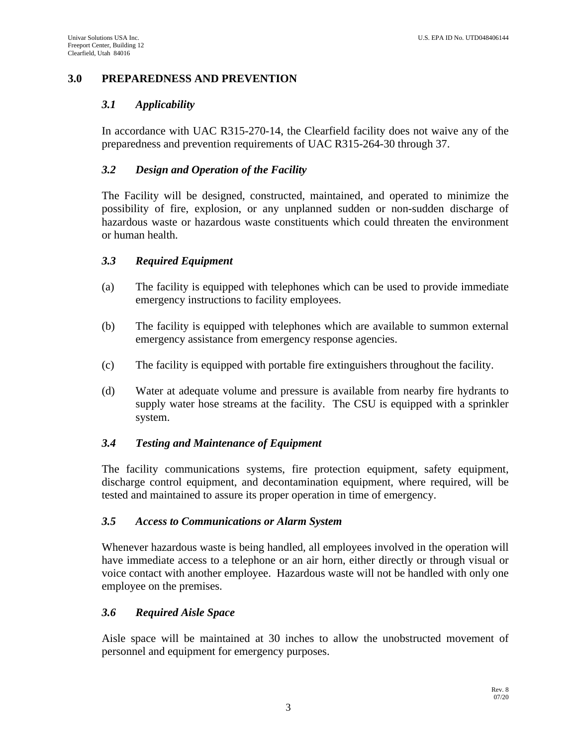## 3.0 PREPAREDNESS AND PREVENTION

### *3.1 Applicability*

In accordance with UAC R315-270-14, the Clearfield facility does not waive any of the preparedness and prevention requirements of UAC R315-264-30 through 37.

### *3.2 Design and Operation of the Facility*

The Facility will be designed, constructed, maintained, and operated to minimize the possibility of fire, explosion, or any unplanned sudden or non-sudden discharge of hazardous waste or hazardous waste constituents which could threaten the environment or human health.

### *3.3 Required Equipment*

(a) The facility is equipped with telephones which can be used to provide immediate emergency instructions to facility employees.

(b) The facility is equipped with telephones which are available to summon external emergency assistance from emergency response agencies.

(c) The facility is equipped with portable fire extinguishers throughout the facility.

(d) Water at adequate volume and pressure is available from nearby fire hydrants to supply water hose streams at the facility. The CSU is equipped with a sprinkler system.

### *3.4 Testing and Maintenance of Equipment*

The facility communications systems, fire protection equipment, safety equipment, discharge control equipment, and decontamination equipment, where required, will be tested and maintained to assure its proper operation in time of emergency.

### *3.5 Access to Communications or Alarm System*

Whenever hazardous waste is being handled, all employees involved in the operation will have immediate access to a telephone or an air horn, either directly or through visual or voice contact with another employee. Hazardous waste will not be handled with only one employee on the premises.

### *3.6 Required Aisle Space*

Aisle space will be maintained at 30 inches to allow the unobstructed movement of personnel and equipment for emergency purposes.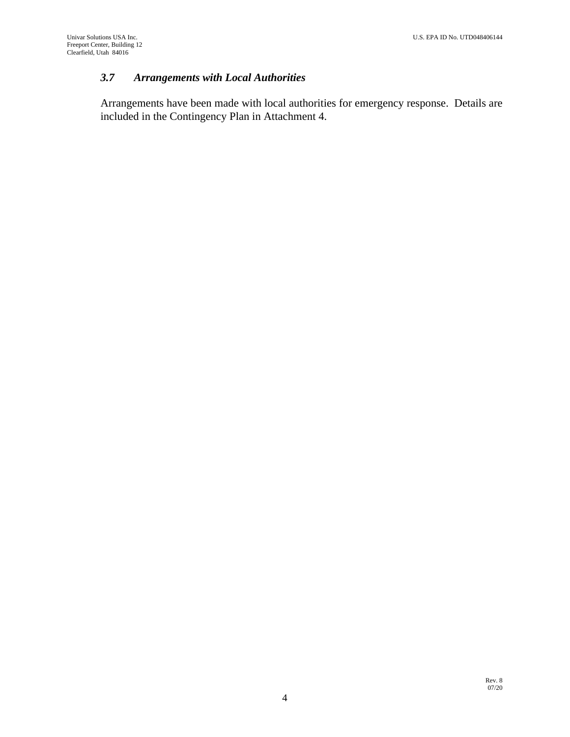### *3.7 Arrangements with Local Authorities*

Arrangements have been made with local authorities for emergency response. Details are included in the Contingency Plan in Attachment 4.